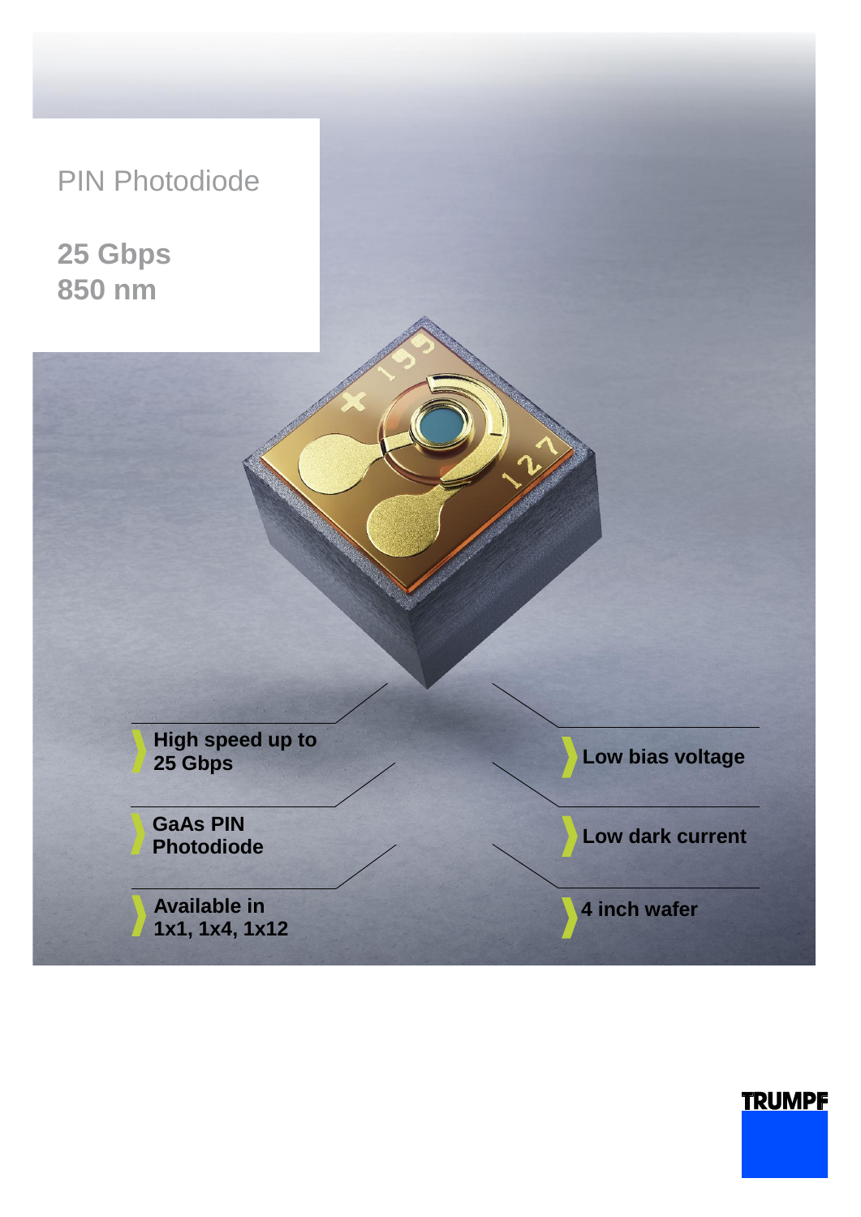PIN Photodiode

**25 Gbps**
**850 nm**

- **High speed up to 25 Gbps**
- **GaAs PIN Photodiode**
- **Available in 1x1, 1x4, 1x12**
- **Low bias voltage**
- **Low dark current**
- **4 inch wafer**

TRUMPF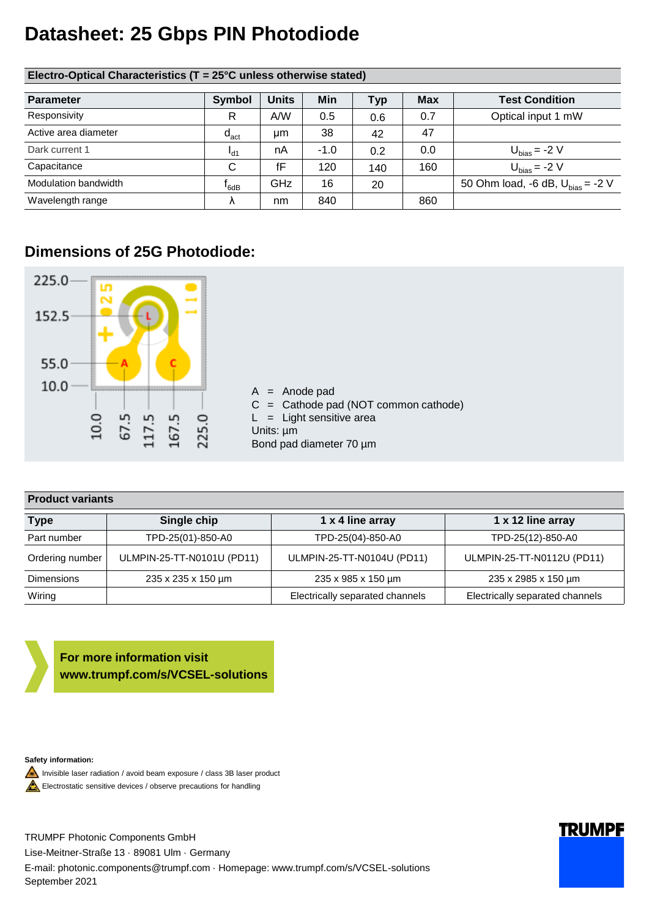# Datasheet: 25 Gbps PIN Photodiode

**Electro-Optical Characteristics (T = 25°C unless otherwise stated)**

| Parameter | Symbol | Units | Min | Typ | Max | Test Condition |
|---|---|---|---|---|---|---|
| Responsivity | R | A/W | 0.5 | 0.6 | 0.7 | Optical input 1 mW |
| Active area diameter | $d_{act}$ | µm | 38 | 42 | 47 | |
| Dark current 1 | $I_{d1}$ | nA | -1.0 | 0.2 | 0.0 | $U_{bias}$ = -2 V |
| Capacitance | C | fF | 120 | 140 | 160 | $U_{bias}$ = -2 V |
| Modulation bandwidth | $f_{6dB}$ | GHz | 16 | 20 | | 50 Ohm load, -6 dB, $U_{bias}$ = -2 V |
| Wavelength range | λ | nm | 840 | | 860 | |

## Dimensions of 25G Photodiode:

225.0
152.5
55.0
10.0
10.0
67.5
117.5
167.5
225.0
A
C
L
25
11

A = Anode pad
C = Cathode pad (NOT common cathode)
L = Light sensitive area
Units: µm
Bond pad diameter 70 µm

**Product variants**

| Type | Single chip | 1 x 4 line array | 1 x 12 line array |
|---|---|---|---|
| Part number | TPD-25(01)-850-A0 | TPD-25(04)-850-A0 | TPD-25(12)-850-A0 |
| Ordering number | ULMPIN-25-TT-N0101U (PD11) | ULMPIN-25-TT-N0104U (PD11) | ULMPIN-25-TT-N0112U (PD11) |
| Dimensions | 235 x 235 x 150 µm | 235 x 985 x 150 µm | 235 x 2985 x 150 µm |
| Wiring | | Electrically separated channels | Electrically separated channels |

**For more information visit**
**www.trumpf.com/s/VCSEL-solutions**

**Safety information:**

Invisible laser radiation / avoid beam exposure / class 3B laser product

Electrostatic sensitive devices / observe precautions for handling

TRUMPF Photonic Components GmbH
Lise-Meitner-Straße 13 · 89081 Ulm · Germany
E-mail: photonic.components@trumpf.com · Homepage: www.trumpf.com/s/VCSEL-solutions
September 2021

TRUMPF